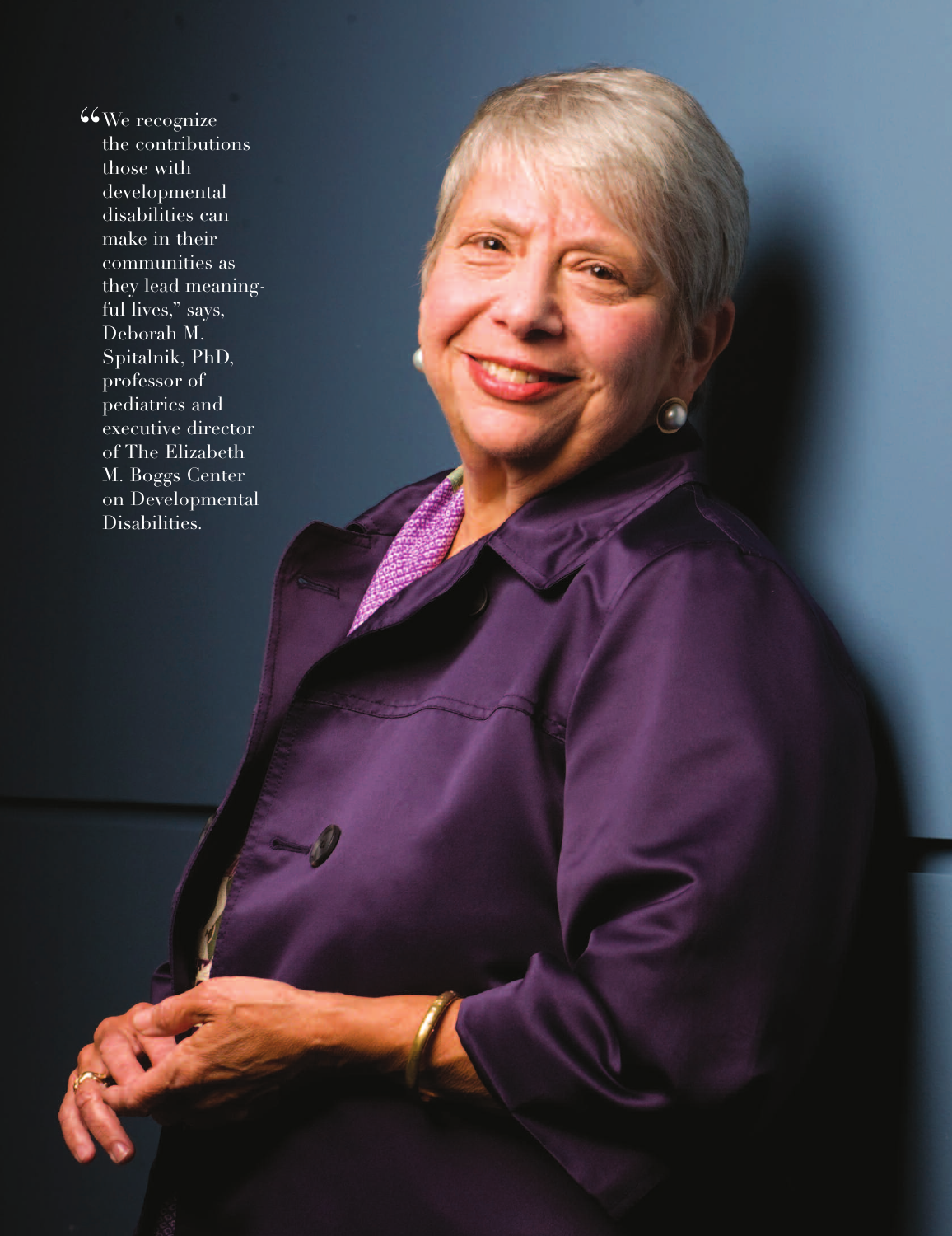"We recognize the contributions those with developmental disabilities can make in their communities as they lead meaningful lives," says, Deborah M. Spitalnik, PhD, professor of pediatrics and executive director of The Elizabeth M. Boggs Center on Developmental Disabilities.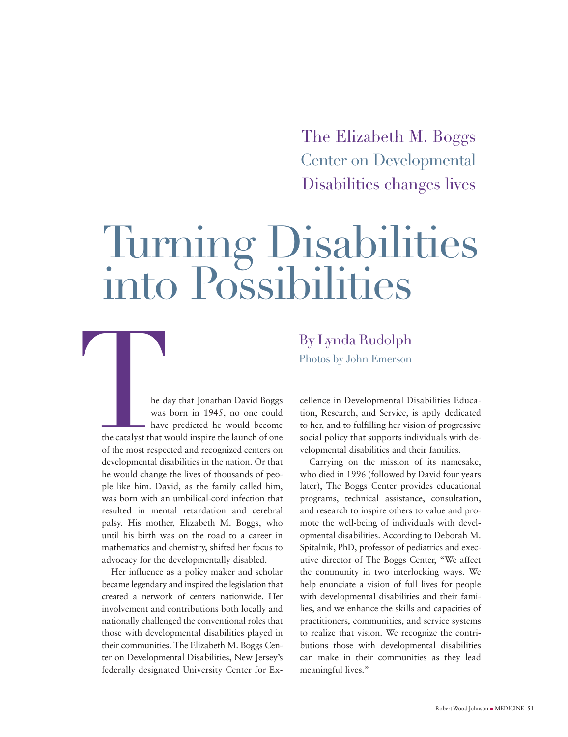The Elizabeth M. Boggs Center on Developmental Disabilities changes lives

# Turning Disabilities into Possibilities

By Lynda Rudolph

Photos by John Emerson

The day that Jonathan David Boggs was born in 1945, no one could have predicted he would become the catalyst that would inspire the launch of one of the most respected and recognized centers on developmental disabilities in the nation. Or that he would change the lives of thousands of people like him. David, as the family called him, was born with an umbilical-cord infection that resulted in mental retardation and cerebral palsy. His mother, Elizabeth M. Boggs, who until his birth was on the road to a career in mathematics and chemistry, shifted her focus to advocacy for the developmentally disabled.

Her influence as a policy maker and scholar became legendary and inspired the legislation that created a network of centers nationwide. Her involvement and contributions both locally and nationally challenged the conventional roles that those with developmental disabilities played in their communities. The Elizabeth M. Boggs Center on Developmental Disabilities, New Jersey's federally designated University Center for Excellence in Developmental Disabilities Education, Research, and Service, is aptly dedicated to her, and to fulfilling her vision of progressive social policy that supports individuals with developmental disabilities and their families.

Carrying on the mission of its namesake, who died in 1996 (followed by David four years later), The Boggs Center provides educational programs, technical assistance, consultation, and research to inspire others to value and promote the well-being of individuals with developmental disabilities. According to Deborah M. Spitalnik, PhD, professor of pediatrics and executive director of The Boggs Center, "We affect the community in two interlocking ways. We help enunciate a vision of full lives for people with developmental disabilities and their families, and we enhance the skills and capacities of practitioners, communities, and service systems to realize that vision. We recognize the contributions those with developmental disabilities can make in their communities as they lead meaningful lives."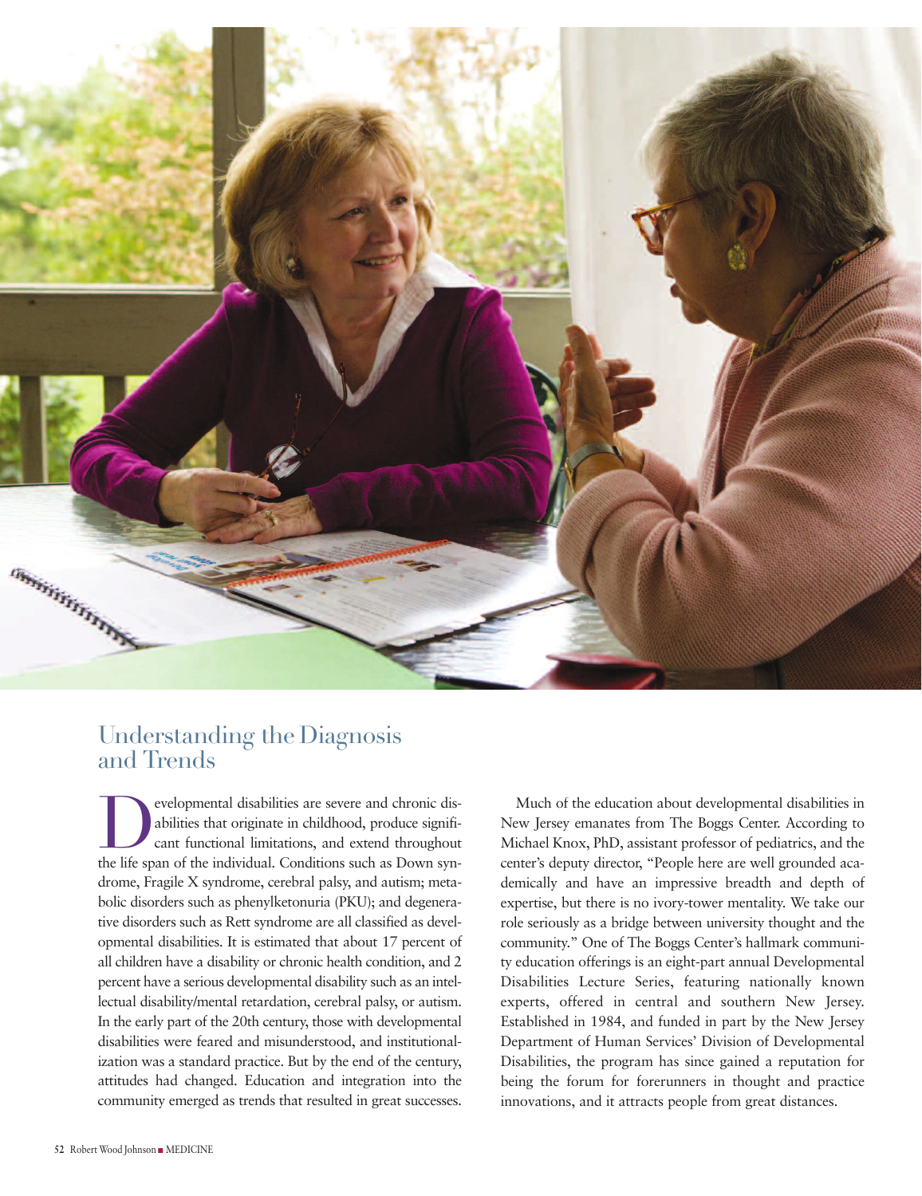## Understanding the Diagnosis and Trends

Developmental disabilities are severe and chronic disabilities that originate in childhood, produce significant functional limitations, and extend throughout the life span of the individual. Conditions such as Down syndrome, Fragile X syndrome, cerebral palsy, and autism; metabolic disorders such as phenylketonuria (PKU); and degenerative disorders such as Rett syndrome are all classified as developmental disabilities. It is estimated that about 17 percent of all children have a disability or chronic health condition, and 2 percent have a serious developmental disability such as an intellectual disability/mental retardation, cerebral palsy, or autism. In the early part of the 20th century, those with developmental disabilities were feared and misunderstood, and institutionalization was a standard practice. But by the end of the century, attitudes had changed. Education and integration into the community emerged as trends that resulted in great successes.

Much of the education about developmental disabilities in New Jersey emanates from The Boggs Center. According to Michael Knox, PhD, assistant professor of pediatrics, and the center's deputy director, "People here are well grounded academically and have an impressive breadth and depth of expertise, but there is no ivory-tower mentality. We take our role seriously as a bridge between university thought and the community." One of The Boggs Center's hallmark community education offerings is an eight-part annual Developmental Disabilities Lecture Series, featuring nationally known experts, offered in central and southern New Jersey. Established in 1984, and funded in part by the New Jersey Department of Human Services' Division of Developmental Disabilities, the program has since gained a reputation for being the forum for forerunners in thought and practice innovations, and it attracts people from great distances.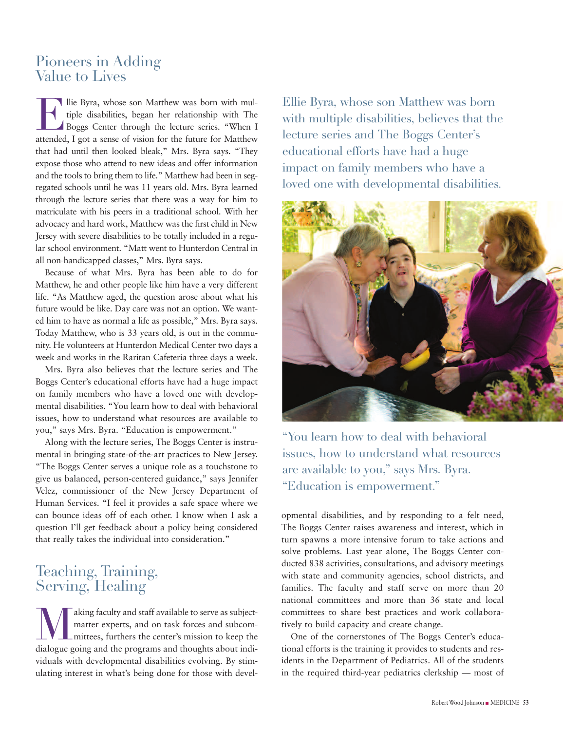## Pioneers in Adding Value to Lives

Ellie Byra, whose son Matthew was born with multiple disabilities, began her relationship with The Boggs Center through the lecture series. "When I attended, I got a sense of vision for the future for Matthew that had until then looked bleak," Mrs. Byra says. "They expose those who attend to new ideas and offer information and the tools to bring them to life." Matthew had been in segregated schools until he was 11 years old. Mrs. Byra learned through the lecture series that there was a way for him to matriculate with his peers in a traditional school. With her advocacy and hard work, Matthew was the first child in New Jersey with severe disabilities to be totally included in a regular school environment. "Matt went to Hunterdon Central in all non-handicapped classes," Mrs. Byra says.

Because of what Mrs. Byra has been able to do for Matthew, he and other people like him have a very different life. "As Matthew aged, the question arose about what his future would be like. Day care was not an option. We wanted him to have as normal a life as possible," Mrs. Byra says. Today Matthew, who is 33 years old, is out in the community. He volunteers at Hunterdon Medical Center two days a week and works in the Raritan Cafeteria three days a week.

Mrs. Byra also believes that the lecture series and The Boggs Center's educational efforts have had a huge impact on family members who have a loved one with developmental disabilities. "You learn how to deal with behavioral issues, how to understand what resources are available to you," says Mrs. Byra. "Education is empowerment."

Along with the lecture series, The Boggs Center is instrumental in bringing state-of-the-art practices to New Jersey. "The Boggs Center serves a unique role as a touchstone to give us balanced, person-centered guidance," says Jennifer Velez, commissioner of the New Jersey Department of Human Services. "I feel it provides a safe space where we can bounce ideas off of each other. I know when I ask a question I'll get feedback about a policy being considered that really takes the individual into consideration."

> Ellie Byra, whose son Matthew was born with multiple disabilities, believes that the lecture series and The Boggs Center's educational efforts have had a huge impact on family members who have a loved one with developmental disabilities.

> "You learn how to deal with behavioral issues, how to understand what resources are available to you," says Mrs. Byra. "Education is empowerment."

## Teaching, Training, Serving, Healing

Making faculty and staff available to serve as subject-matter experts, and on task forces and subcommittees, furthers the center's mission to keep the dialogue going and the programs and thoughts about individuals with developmental disabilities evolving. By stimulating interest in what's being done for those with developmental disabilities, and by responding to a felt need, The Boggs Center raises awareness and interest, which in turn spawns a more intensive forum to take actions and solve problems. Last year alone, The Boggs Center conducted 838 activities, consultations, and advisory meetings with state and community agencies, school districts, and families. The faculty and staff serve on more than 20 national committees and more than 36 state and local committees to share best practices and work collaboratively to build capacity and create change.

One of the cornerstones of The Boggs Center's educational efforts is the training it provides to students and residents in the Department of Pediatrics. All of the students in the required third-year pediatrics clerkship — most of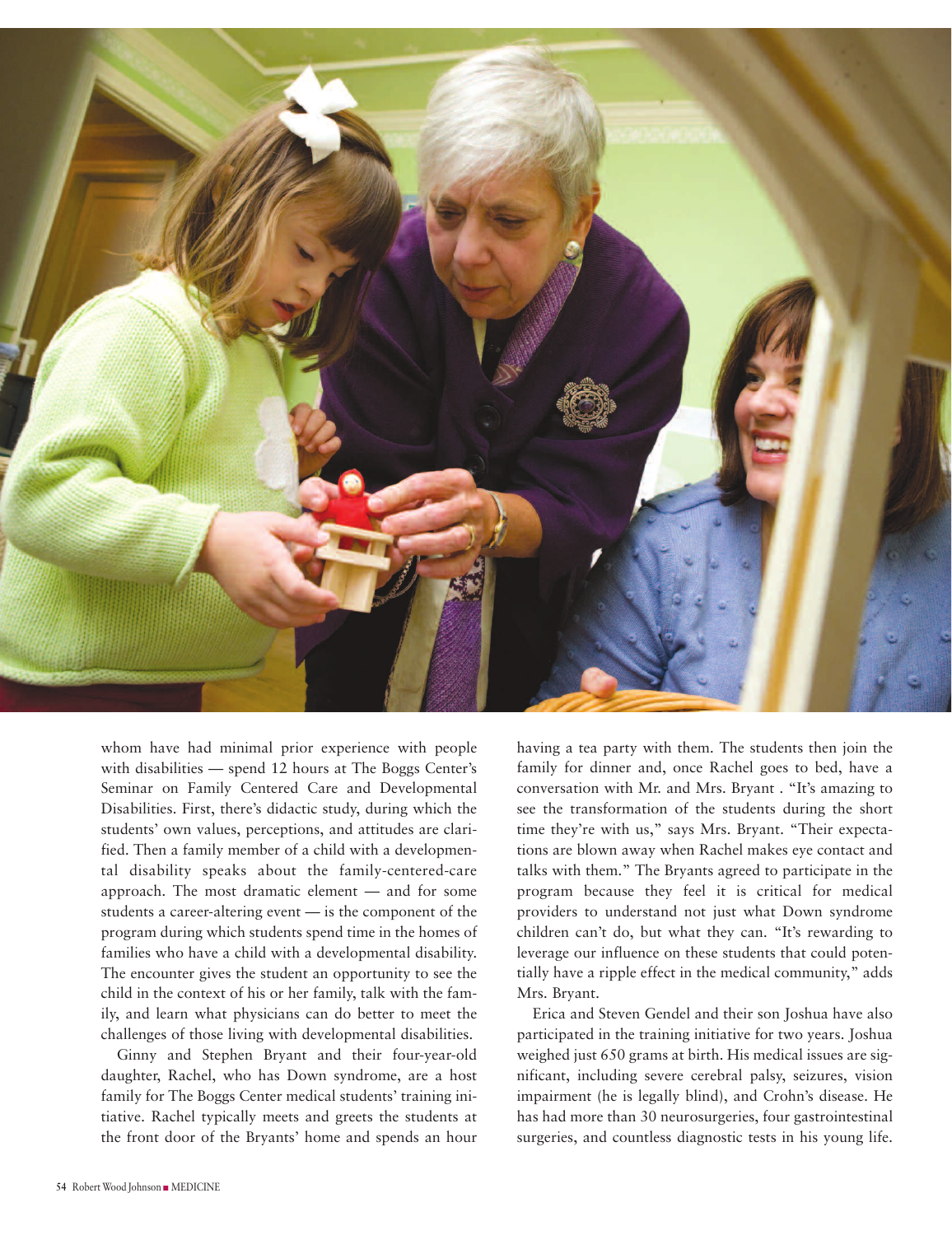whom have had minimal prior experience with people with disabilities — spend 12 hours at The Boggs Center's Seminar on Family Centered Care and Developmental Disabilities. First, there's didactic study, during which the students' own values, perceptions, and attitudes are clarified. Then a family member of a child with a developmental disability speaks about the family-centered-care approach. The most dramatic element — and for some students a career-altering event — is the component of the program during which students spend time in the homes of families who have a child with a developmental disability. The encounter gives the student an opportunity to see the child in the context of his or her family, talk with the family, and learn what physicians can do better to meet the challenges of those living with developmental disabilities.

Ginny and Stephen Bryant and their four-year-old daughter, Rachel, who has Down syndrome, are a host family for The Boggs Center medical students' training initiative. Rachel typically meets and greets the students at the front door of the Bryants' home and spends an hour having a tea party with them. The students then join the family for dinner and, once Rachel goes to bed, have a conversation with Mr. and Mrs. Bryant . "It's amazing to see the transformation of the students during the short time they're with us," says Mrs. Bryant. "Their expectations are blown away when Rachel makes eye contact and talks with them." The Bryants agreed to participate in the program because they feel it is critical for medical providers to understand not just what Down syndrome children can't do, but what they can. "It's rewarding to leverage our influence on these students that could potentially have a ripple effect in the medical community," adds Mrs. Bryant.

Erica and Steven Gendel and their son Joshua have also participated in the training initiative for two years. Joshua weighed just 650 grams at birth. His medical issues are significant, including severe cerebral palsy, seizures, vision impairment (he is legally blind), and Crohn's disease. He has had more than 30 neurosurgeries, four gastrointestinal surgeries, and countless diagnostic tests in his young life.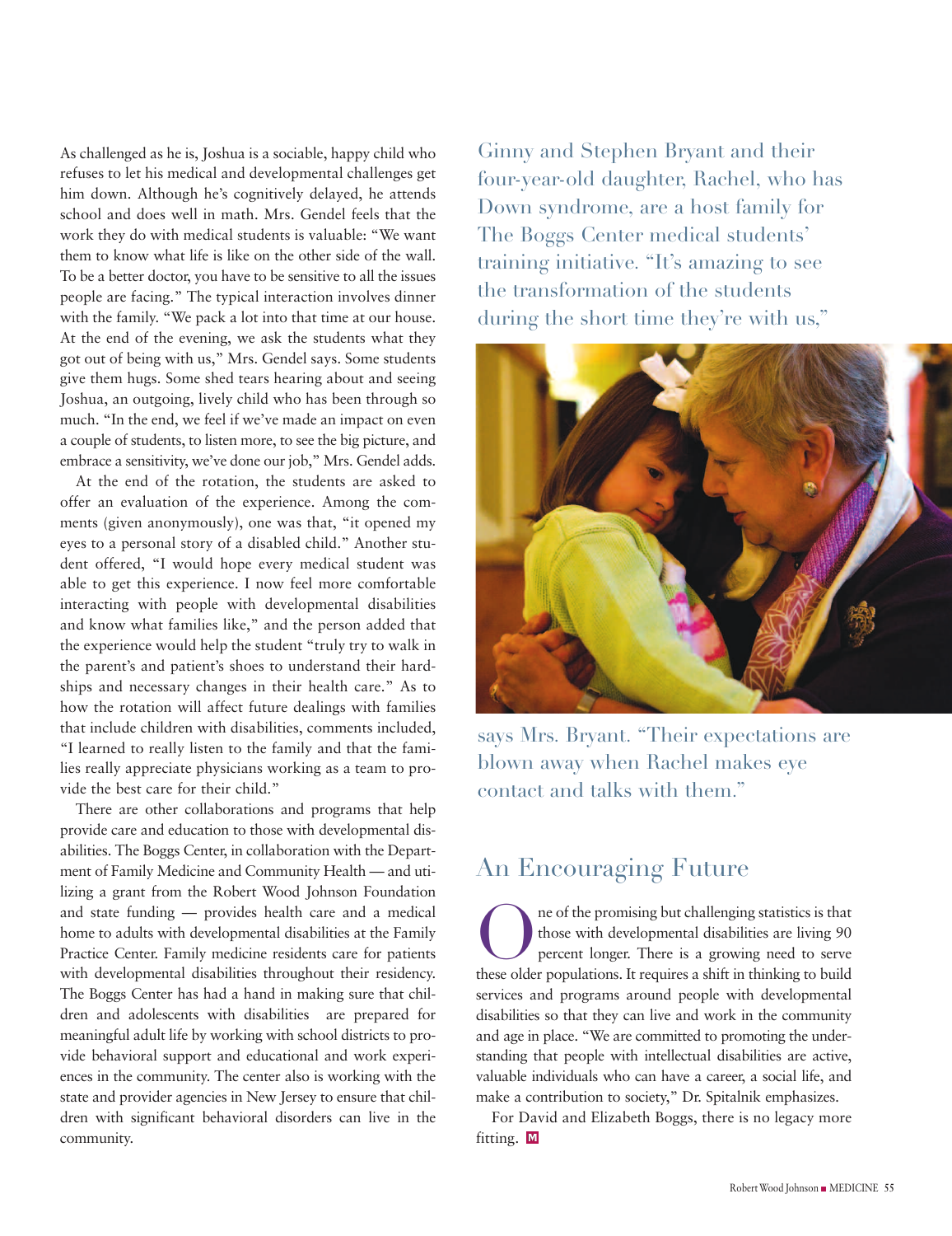As challenged as he is, Joshua is a sociable, happy child who refuses to let his medical and developmental challenges get him down. Although he's cognitively delayed, he attends school and does well in math. Mrs. Gendel feels that the work they do with medical students is valuable: "We want them to know what life is like on the other side of the wall. To be a better doctor, you have to be sensitive to all the issues people are facing." The typical interaction involves dinner with the family. "We pack a lot into that time at our house. At the end of the evening, we ask the students what they got out of being with us," Mrs. Gendel says. Some students give them hugs. Some shed tears hearing about and seeing Joshua, an outgoing, lively child who has been through so much. "In the end, we feel if we've made an impact on even a couple of students, to listen more, to see the big picture, and embrace a sensitivity, we've done our job," Mrs. Gendel adds.

At the end of the rotation, the students are asked to offer an evaluation of the experience. Among the comments (given anonymously), one was that, "it opened my eyes to a personal story of a disabled child." Another student offered, "I would hope every medical student was able to get this experience. I now feel more comfortable interacting with people with developmental disabilities and know what families like," and the person added that the experience would help the student "truly try to walk in the parent's and patient's shoes to understand their hardships and necessary changes in their health care." As to how the rotation will affect future dealings with families that include children with disabilities, comments included, "I learned to really listen to the family and that the families really appreciate physicians working as a team to provide the best care for their child."

There are other collaborations and programs that help provide care and education to those with developmental disabilities. The Boggs Center, in collaboration with the Department of Family Medicine and Community Health — and utilizing a grant from the Robert Wood Johnson Foundation and state funding — provides health care and a medical home to adults with developmental disabilities at the Family Practice Center. Family medicine residents care for patients with developmental disabilities throughout their residency. The Boggs Center has had a hand in making sure that children and adolescents with disabilities are prepared for meaningful adult life by working with school districts to provide behavioral support and educational and work experiences in the community. The center also is working with the state and provider agencies in New Jersey to ensure that children with significant behavioral disorders can live in the community.

Ginny and Stephen Bryant and their four-year-old daughter, Rachel, who has Down syndrome, are a host family for The Boggs Center medical students' training initiative. "It's amazing to see the transformation of the students during the short time they're with us," says Mrs. Bryant. "Their expectations are blown away when Rachel makes eye contact and talks with them."

## An Encouraging Future

One of the promising but challenging statistics is that those with developmental disabilities are living 90 percent longer. There is a growing need to serve these older populations. It requires a shift in thinking to build services and programs around people with developmental disabilities so that they can live and work in the community and age in place. "We are committed to promoting the understanding that people with intellectual disabilities are active, valuable individuals who can have a career, a social life, and make a contribution to society," Dr. Spitalnik emphasizes.

For David and Elizabeth Boggs, there is no legacy more fitting.